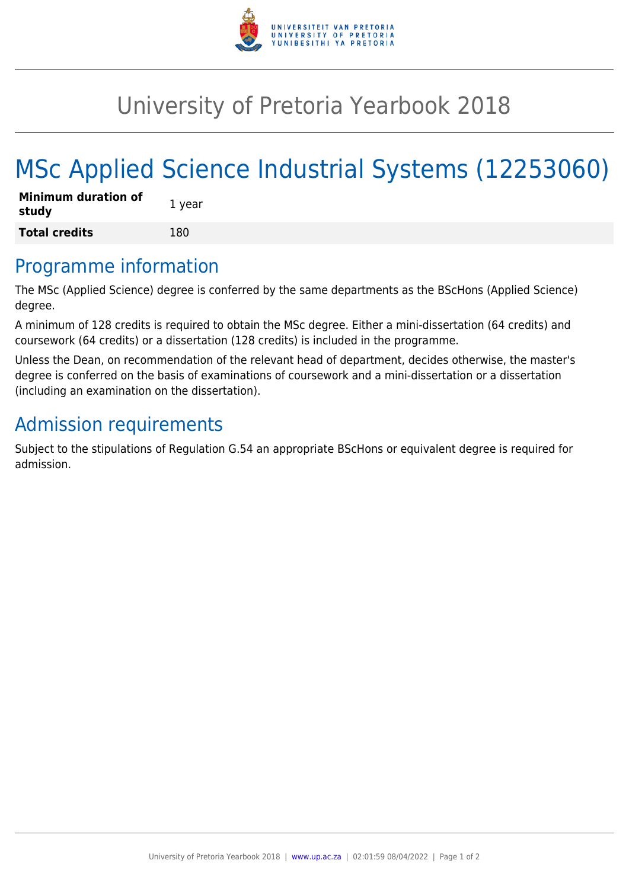# University of Pretoria Yearbook 2018

# MSc Applied Science Industrial Systems (12253060)

| **Minimum duration of study** | 1 year |
| --- | --- |
| **Total credits** | 180 |

## Programme information

The MSc (Applied Science) degree is conferred by the same departments as the BScHons (Applied Science) degree.

A minimum of 128 credits is required to obtain the MSc degree. Either a mini-dissertation (64 credits) and coursework (64 credits) or a dissertation (128 credits) is included in the programme.

Unless the Dean, on recommendation of the relevant head of department, decides otherwise, the master's degree is conferred on the basis of examinations of coursework and a mini-dissertation or a dissertation (including an examination on the dissertation).

## Admission requirements

Subject to the stipulations of Regulation G.54 an appropriate BScHons or equivalent degree is required for admission.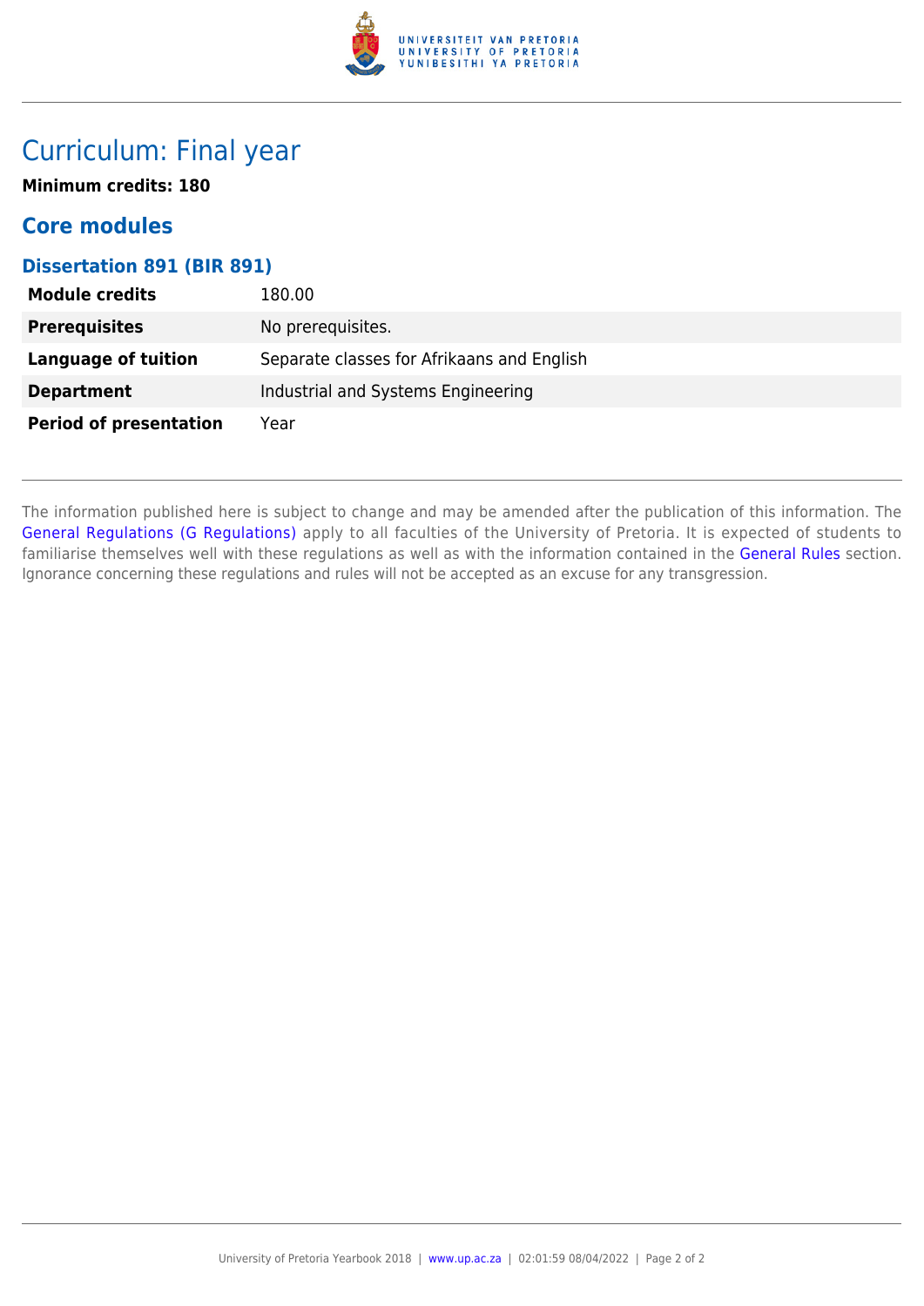# Curriculum: Final year

**Minimum credits: 180**

## Core modules

### Dissertation 891 (BIR 891)

| | |
|---|---|
| **Module credits** | 180.00 |
| **Prerequisites** | No prerequisites. |
| **Language of tuition** | Separate classes for Afrikaans and English |
| **Department** | Industrial and Systems Engineering |
| **Period of presentation** | Year |

The information published here is subject to change and may be amended after the publication of this information. The General Regulations (G Regulations) apply to all faculties of the University of Pretoria. It is expected of students to familiarise themselves well with these regulations as well as with the information contained in the General Rules section. Ignorance concerning these regulations and rules will not be accepted as an excuse for any transgression.